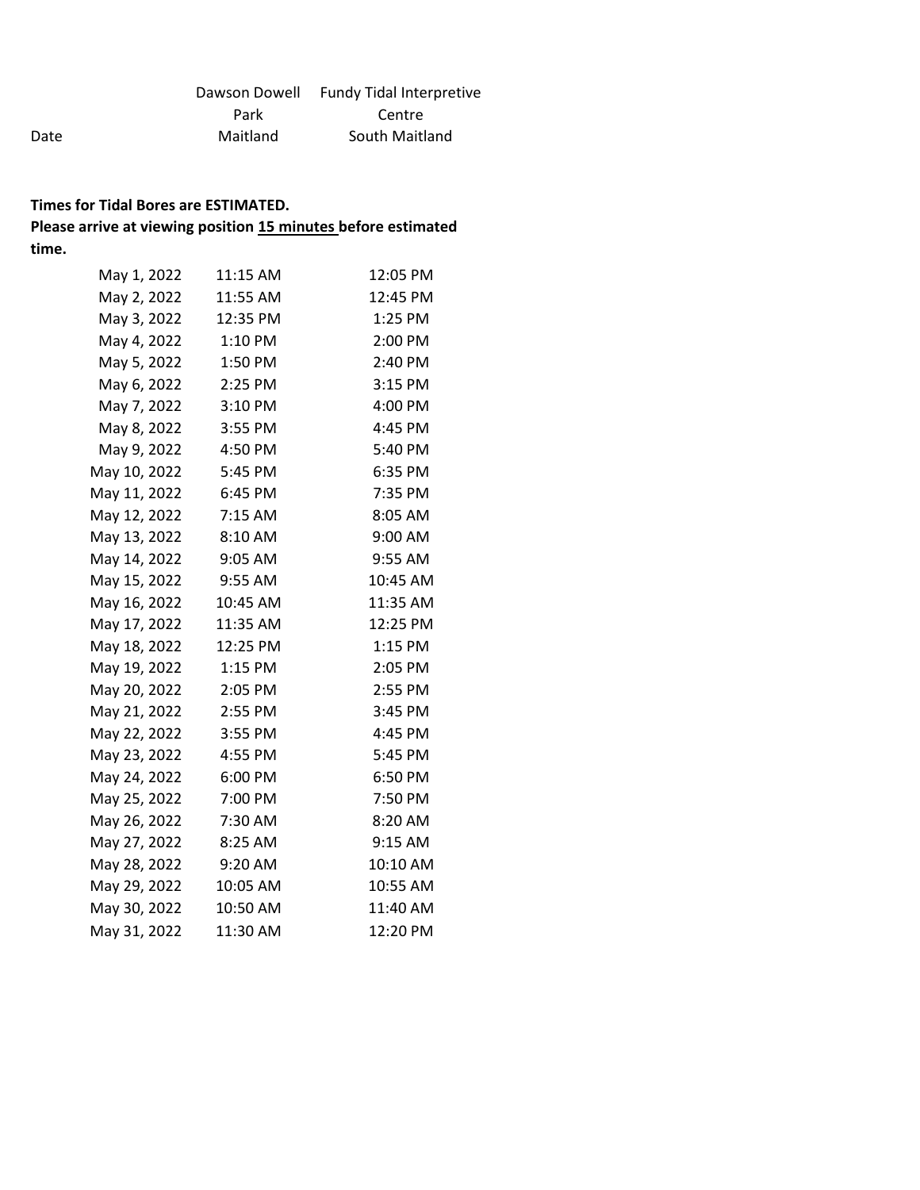| Date | Dawson Dowell Park Maitland | Fundy Tidal Interpretive Centre South Maitland |
|---|---|---|

**Times for Tidal Bores are ESTIMATED.**
**Please arrive at viewing position 15 minutes before estimated time.**

| Date | Dawson Dowell Park Maitland | Fundy Tidal Interpretive Centre South Maitland |
|---|---|---|
| May 1, 2022 | 11:15 AM | 12:05 PM |
| May 2, 2022 | 11:55 AM | 12:45 PM |
| May 3, 2022 | 12:35 PM | 1:25 PM |
| May 4, 2022 | 1:10 PM | 2:00 PM |
| May 5, 2022 | 1:50 PM | 2:40 PM |
| May 6, 2022 | 2:25 PM | 3:15 PM |
| May 7, 2022 | 3:10 PM | 4:00 PM |
| May 8, 2022 | 3:55 PM | 4:45 PM |
| May 9, 2022 | 4:50 PM | 5:40 PM |
| May 10, 2022 | 5:45 PM | 6:35 PM |
| May 11, 2022 | 6:45 PM | 7:35 PM |
| May 12, 2022 | 7:15 AM | 8:05 AM |
| May 13, 2022 | 8:10 AM | 9:00 AM |
| May 14, 2022 | 9:05 AM | 9:55 AM |
| May 15, 2022 | 9:55 AM | 10:45 AM |
| May 16, 2022 | 10:45 AM | 11:35 AM |
| May 17, 2022 | 11:35 AM | 12:25 PM |
| May 18, 2022 | 12:25 PM | 1:15 PM |
| May 19, 2022 | 1:15 PM | 2:05 PM |
| May 20, 2022 | 2:05 PM | 2:55 PM |
| May 21, 2022 | 2:55 PM | 3:45 PM |
| May 22, 2022 | 3:55 PM | 4:45 PM |
| May 23, 2022 | 4:55 PM | 5:45 PM |
| May 24, 2022 | 6:00 PM | 6:50 PM |
| May 25, 2022 | 7:00 PM | 7:50 PM |
| May 26, 2022 | 7:30 AM | 8:20 AM |
| May 27, 2022 | 8:25 AM | 9:15 AM |
| May 28, 2022 | 9:20 AM | 10:10 AM |
| May 29, 2022 | 10:05 AM | 10:55 AM |
| May 30, 2022 | 10:50 AM | 11:40 AM |
| May 31, 2022 | 11:30 AM | 12:20 PM |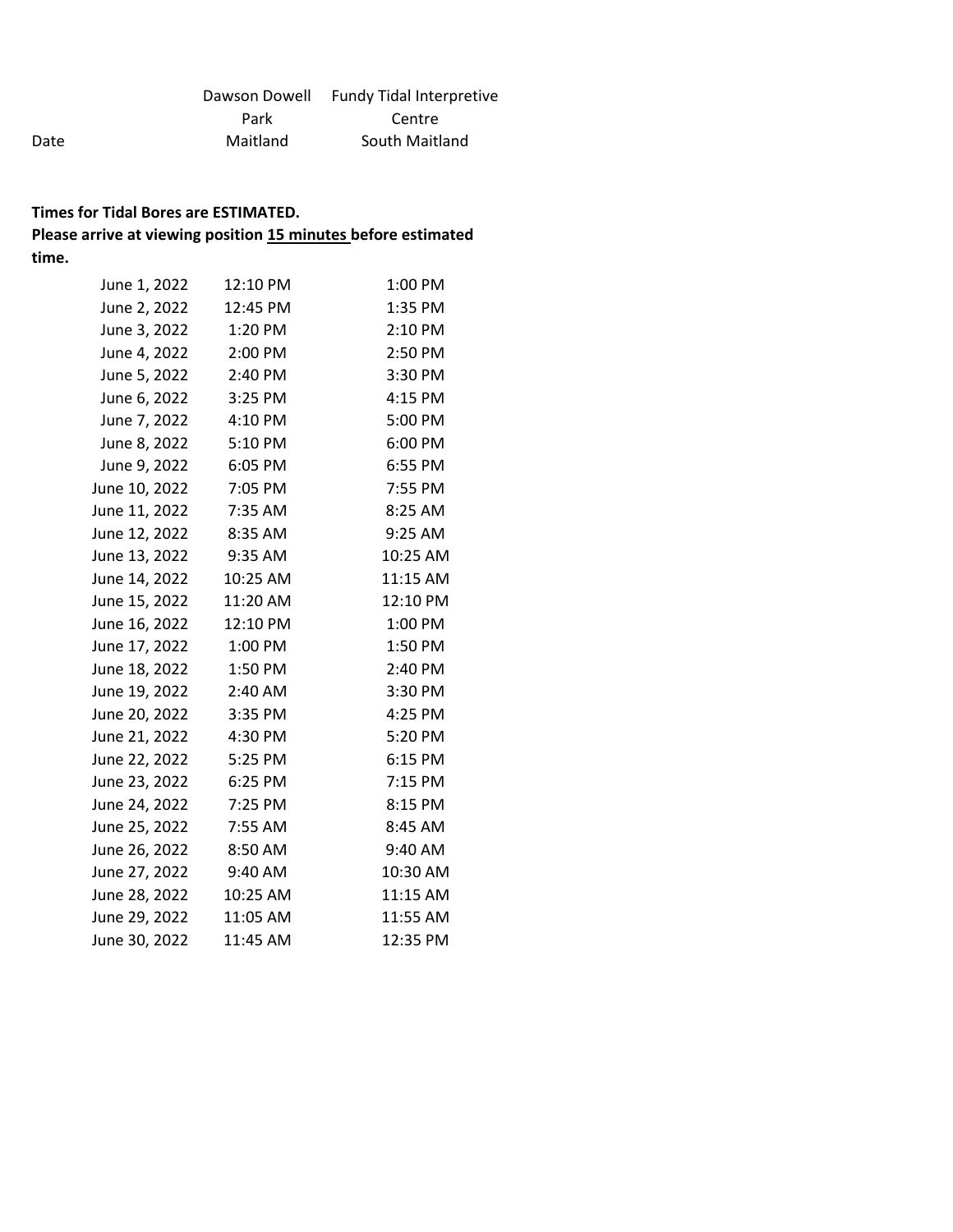| Date | Dawson Dowell Park Maitland | Fundy Tidal Interpretive Centre South Maitland |
|---|---|---|

**Times for Tidal Bores are ESTIMATED.**
**Please arrive at viewing position 15 minutes before estimated time.**

| Date | Dawson Dowell Park Maitland | Fundy Tidal Interpretive Centre South Maitland |
|---|---|---|
| June 1, 2022 | 12:10 PM | 1:00 PM |
| June 2, 2022 | 12:45 PM | 1:35 PM |
| June 3, 2022 | 1:20 PM | 2:10 PM |
| June 4, 2022 | 2:00 PM | 2:50 PM |
| June 5, 2022 | 2:40 PM | 3:30 PM |
| June 6, 2022 | 3:25 PM | 4:15 PM |
| June 7, 2022 | 4:10 PM | 5:00 PM |
| June 8, 2022 | 5:10 PM | 6:00 PM |
| June 9, 2022 | 6:05 PM | 6:55 PM |
| June 10, 2022 | 7:05 PM | 7:55 PM |
| June 11, 2022 | 7:35 AM | 8:25 AM |
| June 12, 2022 | 8:35 AM | 9:25 AM |
| June 13, 2022 | 9:35 AM | 10:25 AM |
| June 14, 2022 | 10:25 AM | 11:15 AM |
| June 15, 2022 | 11:20 AM | 12:10 PM |
| June 16, 2022 | 12:10 PM | 1:00 PM |
| June 17, 2022 | 1:00 PM | 1:50 PM |
| June 18, 2022 | 1:50 PM | 2:40 PM |
| June 19, 2022 | 2:40 AM | 3:30 PM |
| June 20, 2022 | 3:35 PM | 4:25 PM |
| June 21, 2022 | 4:30 PM | 5:20 PM |
| June 22, 2022 | 5:25 PM | 6:15 PM |
| June 23, 2022 | 6:25 PM | 7:15 PM |
| June 24, 2022 | 7:25 PM | 8:15 PM |
| June 25, 2022 | 7:55 AM | 8:45 AM |
| June 26, 2022 | 8:50 AM | 9:40 AM |
| June 27, 2022 | 9:40 AM | 10:30 AM |
| June 28, 2022 | 10:25 AM | 11:15 AM |
| June 29, 2022 | 11:05 AM | 11:55 AM |
| June 30, 2022 | 11:45 AM | 12:35 PM |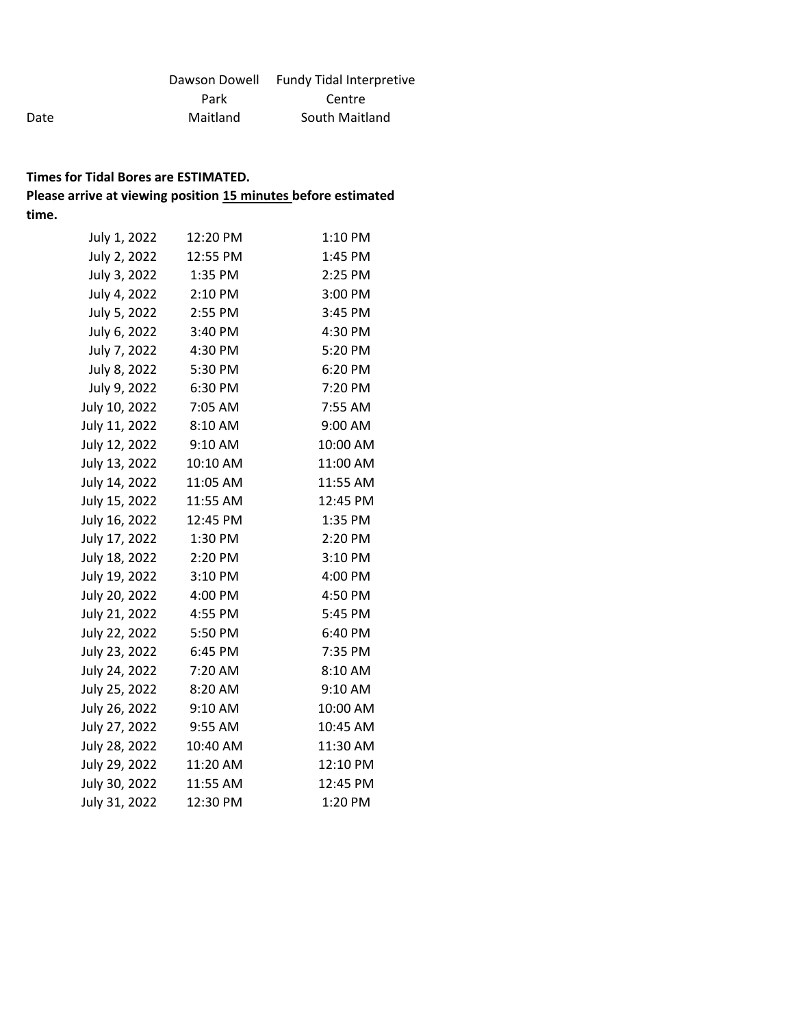| Date | Dawson Dowell Park Maitland | Fundy Tidal Interpretive Centre South Maitland |
|---|---|---|

**Times for Tidal Bores are ESTIMATED.**
**Please arrive at viewing position 15 minutes before estimated time.**

| Date | Dawson Dowell Park Maitland | Fundy Tidal Interpretive Centre South Maitland |
|---|---|---|
| July 1, 2022 | 12:20 PM | 1:10 PM |
| July 2, 2022 | 12:55 PM | 1:45 PM |
| July 3, 2022 | 1:35 PM | 2:25 PM |
| July 4, 2022 | 2:10 PM | 3:00 PM |
| July 5, 2022 | 2:55 PM | 3:45 PM |
| July 6, 2022 | 3:40 PM | 4:30 PM |
| July 7, 2022 | 4:30 PM | 5:20 PM |
| July 8, 2022 | 5:30 PM | 6:20 PM |
| July 9, 2022 | 6:30 PM | 7:20 PM |
| July 10, 2022 | 7:05 AM | 7:55 AM |
| July 11, 2022 | 8:10 AM | 9:00 AM |
| July 12, 2022 | 9:10 AM | 10:00 AM |
| July 13, 2022 | 10:10 AM | 11:00 AM |
| July 14, 2022 | 11:05 AM | 11:55 AM |
| July 15, 2022 | 11:55 AM | 12:45 PM |
| July 16, 2022 | 12:45 PM | 1:35 PM |
| July 17, 2022 | 1:30 PM | 2:20 PM |
| July 18, 2022 | 2:20 PM | 3:10 PM |
| July 19, 2022 | 3:10 PM | 4:00 PM |
| July 20, 2022 | 4:00 PM | 4:50 PM |
| July 21, 2022 | 4:55 PM | 5:45 PM |
| July 22, 2022 | 5:50 PM | 6:40 PM |
| July 23, 2022 | 6:45 PM | 7:35 PM |
| July 24, 2022 | 7:20 AM | 8:10 AM |
| July 25, 2022 | 8:20 AM | 9:10 AM |
| July 26, 2022 | 9:10 AM | 10:00 AM |
| July 27, 2022 | 9:55 AM | 10:45 AM |
| July 28, 2022 | 10:40 AM | 11:30 AM |
| July 29, 2022 | 11:20 AM | 12:10 PM |
| July 30, 2022 | 11:55 AM | 12:45 PM |
| July 31, 2022 | 12:30 PM | 1:20 PM |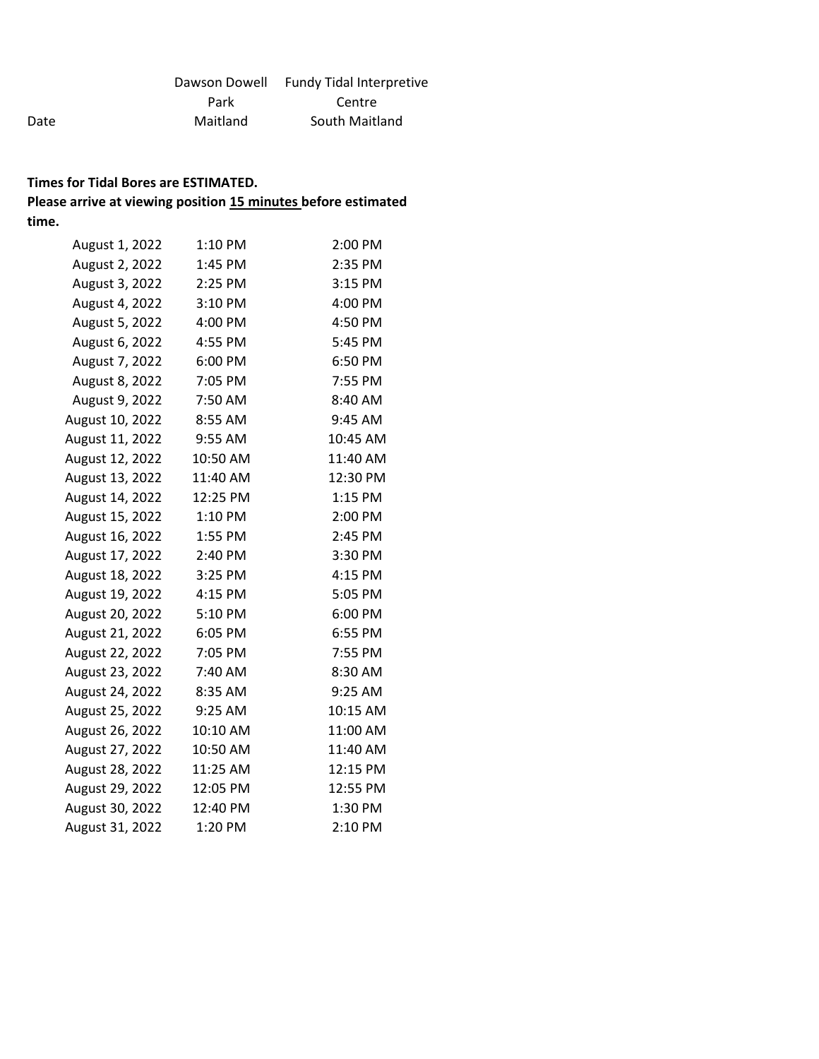| Date | Dawson Dowell Park Maitland | Fundy Tidal Interpretive Centre South Maitland |
|---|---|---|

**Times for Tidal Bores are ESTIMATED.**
**Please arrive at viewing position 15 minutes before estimated time.**

| Date | Dawson Dowell Park Maitland | Fundy Tidal Interpretive Centre South Maitland |
|---|---|---|
| August 1, 2022 | 1:10 PM | 2:00 PM |
| August 2, 2022 | 1:45 PM | 2:35 PM |
| August 3, 2022 | 2:25 PM | 3:15 PM |
| August 4, 2022 | 3:10 PM | 4:00 PM |
| August 5, 2022 | 4:00 PM | 4:50 PM |
| August 6, 2022 | 4:55 PM | 5:45 PM |
| August 7, 2022 | 6:00 PM | 6:50 PM |
| August 8, 2022 | 7:05 PM | 7:55 PM |
| August 9, 2022 | 7:50 AM | 8:40 AM |
| August 10, 2022 | 8:55 AM | 9:45 AM |
| August 11, 2022 | 9:55 AM | 10:45 AM |
| August 12, 2022 | 10:50 AM | 11:40 AM |
| August 13, 2022 | 11:40 AM | 12:30 PM |
| August 14, 2022 | 12:25 PM | 1:15 PM |
| August 15, 2022 | 1:10 PM | 2:00 PM |
| August 16, 2022 | 1:55 PM | 2:45 PM |
| August 17, 2022 | 2:40 PM | 3:30 PM |
| August 18, 2022 | 3:25 PM | 4:15 PM |
| August 19, 2022 | 4:15 PM | 5:05 PM |
| August 20, 2022 | 5:10 PM | 6:00 PM |
| August 21, 2022 | 6:05 PM | 6:55 PM |
| August 22, 2022 | 7:05 PM | 7:55 PM |
| August 23, 2022 | 7:40 AM | 8:30 AM |
| August 24, 2022 | 8:35 AM | 9:25 AM |
| August 25, 2022 | 9:25 AM | 10:15 AM |
| August 26, 2022 | 10:10 AM | 11:00 AM |
| August 27, 2022 | 10:50 AM | 11:40 AM |
| August 28, 2022 | 11:25 AM | 12:15 PM |
| August 29, 2022 | 12:05 PM | 12:55 PM |
| August 30, 2022 | 12:40 PM | 1:30 PM |
| August 31, 2022 | 1:20 PM | 2:10 PM |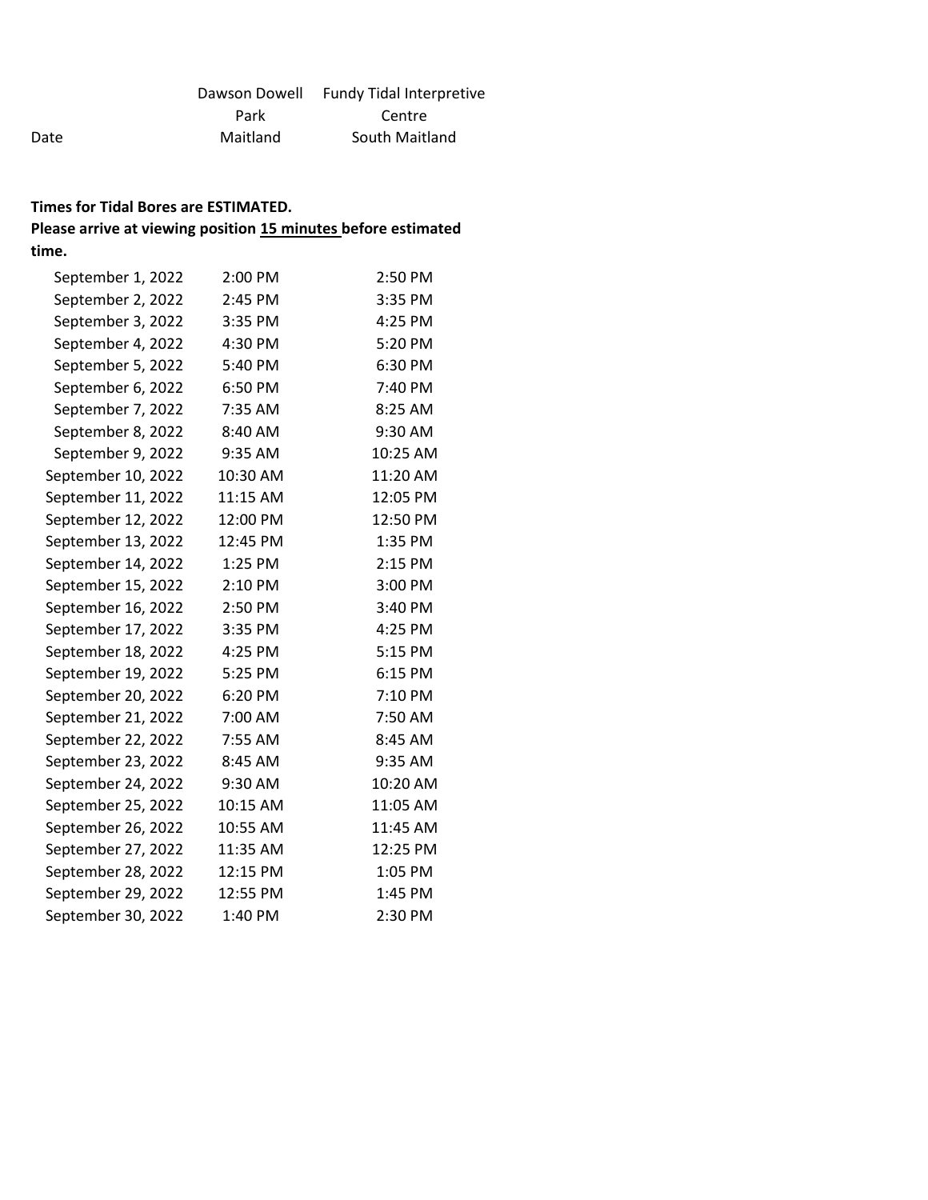| Date | Dawson Dowell Park Maitland | Fundy Tidal Interpretive Centre South Maitland |
|---|---|---|

**Times for Tidal Bores are ESTIMATED.**
**Please arrive at viewing position 15 minutes before estimated time.**

| Date | Dawson Dowell Park Maitland | Fundy Tidal Interpretive Centre South Maitland |
|---|---|---|
| September 1, 2022 | 2:00 PM | 2:50 PM |
| September 2, 2022 | 2:45 PM | 3:35 PM |
| September 3, 2022 | 3:35 PM | 4:25 PM |
| September 4, 2022 | 4:30 PM | 5:20 PM |
| September 5, 2022 | 5:40 PM | 6:30 PM |
| September 6, 2022 | 6:50 PM | 7:40 PM |
| September 7, 2022 | 7:35 AM | 8:25 AM |
| September 8, 2022 | 8:40 AM | 9:30 AM |
| September 9, 2022 | 9:35 AM | 10:25 AM |
| September 10, 2022 | 10:30 AM | 11:20 AM |
| September 11, 2022 | 11:15 AM | 12:05 PM |
| September 12, 2022 | 12:00 PM | 12:50 PM |
| September 13, 2022 | 12:45 PM | 1:35 PM |
| September 14, 2022 | 1:25 PM | 2:15 PM |
| September 15, 2022 | 2:10 PM | 3:00 PM |
| September 16, 2022 | 2:50 PM | 3:40 PM |
| September 17, 2022 | 3:35 PM | 4:25 PM |
| September 18, 2022 | 4:25 PM | 5:15 PM |
| September 19, 2022 | 5:25 PM | 6:15 PM |
| September 20, 2022 | 6:20 PM | 7:10 PM |
| September 21, 2022 | 7:00 AM | 7:50 AM |
| September 22, 2022 | 7:55 AM | 8:45 AM |
| September 23, 2022 | 8:45 AM | 9:35 AM |
| September 24, 2022 | 9:30 AM | 10:20 AM |
| September 25, 2022 | 10:15 AM | 11:05 AM |
| September 26, 2022 | 10:55 AM | 11:45 AM |
| September 27, 2022 | 11:35 AM | 12:25 PM |
| September 28, 2022 | 12:15 PM | 1:05 PM |
| September 29, 2022 | 12:55 PM | 1:45 PM |
| September 30, 2022 | 1:40 PM | 2:30 PM |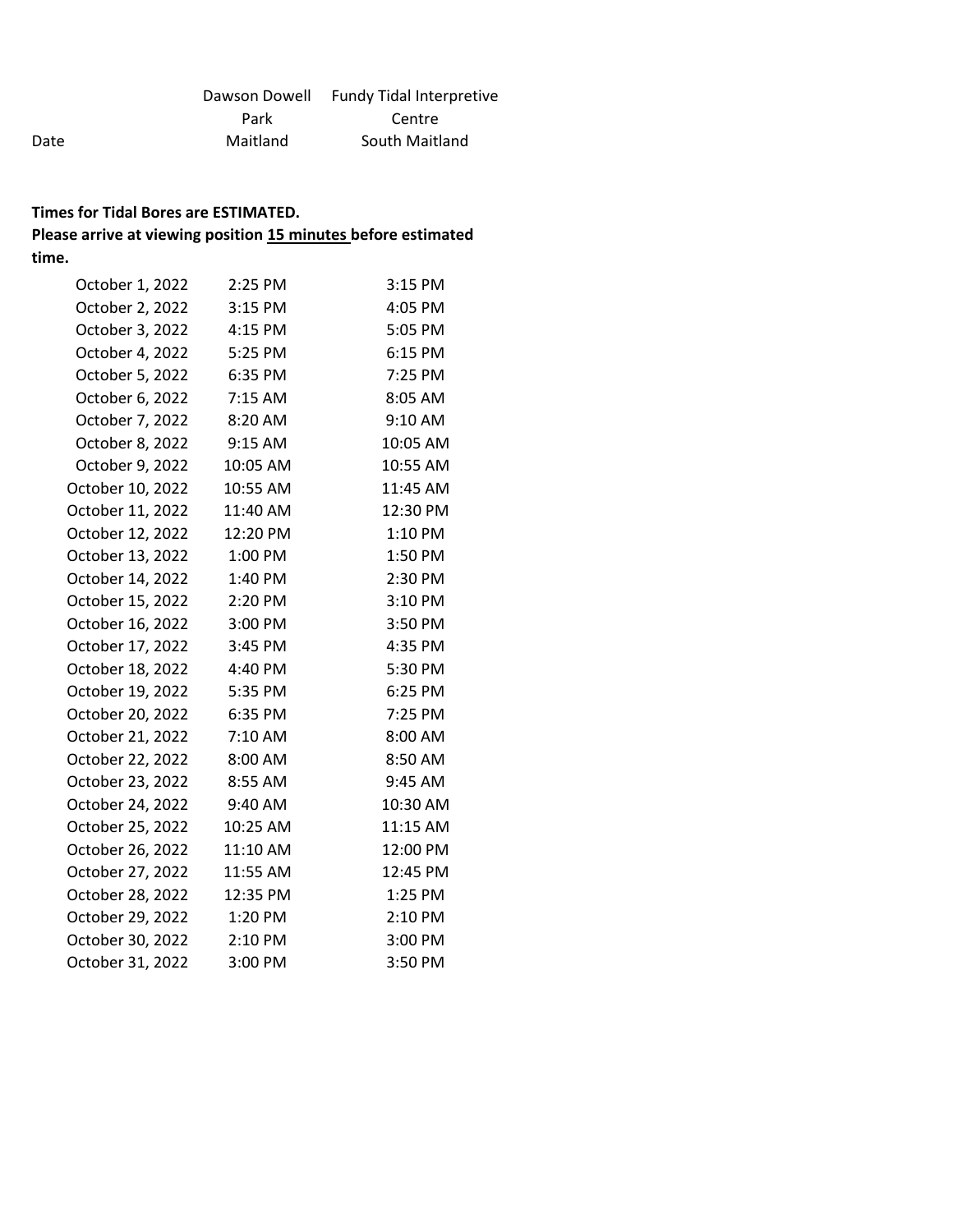| Date | Dawson Dowell Park Maitland | Fundy Tidal Interpretive Centre South Maitland |
|---|---|---|

**Times for Tidal Bores are ESTIMATED.**
**Please arrive at viewing position 15 minutes before estimated time.**

| | | |
|---|---|---|
| October 1, 2022 | 2:25 PM | 3:15 PM |
| October 2, 2022 | 3:15 PM | 4:05 PM |
| October 3, 2022 | 4:15 PM | 5:05 PM |
| October 4, 2022 | 5:25 PM | 6:15 PM |
| October 5, 2022 | 6:35 PM | 7:25 PM |
| October 6, 2022 | 7:15 AM | 8:05 AM |
| October 7, 2022 | 8:20 AM | 9:10 AM |
| October 8, 2022 | 9:15 AM | 10:05 AM |
| October 9, 2022 | 10:05 AM | 10:55 AM |
| October 10, 2022 | 10:55 AM | 11:45 AM |
| October 11, 2022 | 11:40 AM | 12:30 PM |
| October 12, 2022 | 12:20 PM | 1:10 PM |
| October 13, 2022 | 1:00 PM | 1:50 PM |
| October 14, 2022 | 1:40 PM | 2:30 PM |
| October 15, 2022 | 2:20 PM | 3:10 PM |
| October 16, 2022 | 3:00 PM | 3:50 PM |
| October 17, 2022 | 3:45 PM | 4:35 PM |
| October 18, 2022 | 4:40 PM | 5:30 PM |
| October 19, 2022 | 5:35 PM | 6:25 PM |
| October 20, 2022 | 6:35 PM | 7:25 PM |
| October 21, 2022 | 7:10 AM | 8:00 AM |
| October 22, 2022 | 8:00 AM | 8:50 AM |
| October 23, 2022 | 8:55 AM | 9:45 AM |
| October 24, 2022 | 9:40 AM | 10:30 AM |
| October 25, 2022 | 10:25 AM | 11:15 AM |
| October 26, 2022 | 11:10 AM | 12:00 PM |
| October 27, 2022 | 11:55 AM | 12:45 PM |
| October 28, 2022 | 12:35 PM | 1:25 PM |
| October 29, 2022 | 1:20 PM | 2:10 PM |
| October 30, 2022 | 2:10 PM | 3:00 PM |
| October 31, 2022 | 3:00 PM | 3:50 PM |